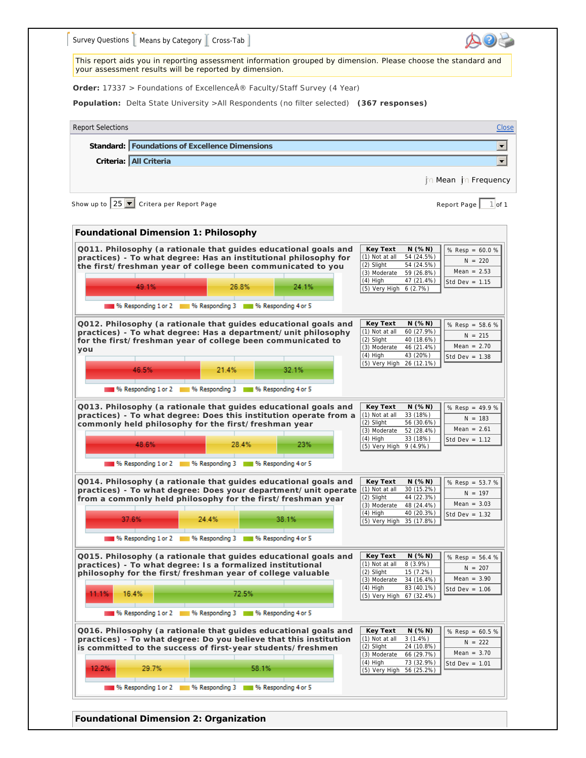Survey Questions | Means by Category | Cross-Tab

This report aids you in reporting assessment information grouped by dimension. Please choose the standard and your assessment results will be reported by dimension.

**Order:** 17337 > Foundations of ExcellenceÂ® Faculty/Staff Survey (4 Year)

**Population:** Delta State University >All Respondents (no filter selected) **(367 responses)**

Report Selections

**Standard:** Foundations of Excellence Dimensions

**Criteria:** All Criteria

Mean | Frequency

Show up to 25 Critera per Report Page — Report Page 1 of 1

## Foundational Dimension 1: Philosophy

**Q011. Philosophy (a rationale that guides educational goals and practices) - To what degree: Has an institutional philosophy for the first/ freshman year of college been communicated to you**

| Key Text | N (% N) |
|---|---|
| (1) Not at all | 54 (24.5%) |
| (2) Slight | 54 (24.5%) |
| (3) Moderate | 59 (26.8%) |
| (4) High | 47 (21.4%) |
| (5) Very High | 6 (2.7%) |

% Resp = 60.0 % · N = 220 · Mean = 2.53 · Std Dev = 1.15

% Responding 1 or 2: 49.1% · % Responding 3: 26.8% · % Responding 4 or 5: 24.1%

**Q012. Philosophy (a rationale that guides educational goals and practices) - To what degree: Has a department/ unit philosophy for the first/ freshman year of college been communicated to you**

| Key Text | N (% N) |
|---|---|
| (1) Not at all | 60 (27.9%) |
| (2) Slight | 40 (18.6%) |
| (3) Moderate | 46 (21.4%) |
| (4) High | 43 (20%) |
| (5) Very High | 26 (12.1%) |

% Resp = 58.6 % · N = 215 · Mean = 2.70 · Std Dev = 1.38

% Responding 1 or 2: 46.5% · % Responding 3: 21.4% · % Responding 4 or 5: 32.1%

**Q013. Philosophy (a rationale that guides educational goals and practices) - To what degree: Does this institution operate from a commonly held philosophy for the first/freshman year**

| Key Text | N (% N) |
|---|---|
| (1) Not at all | 33 (18%) |
| (2) Slight | 56 (30.6%) |
| (3) Moderate | 52 (28.4%) |
| (4) High | 33 (18%) |
| (5) Very High | 9 (4.9%) |

% Resp = 49.9 % · N = 183 · Mean = 2.61 · Std Dev = 1.12

% Responding 1 or 2: 48.6% · % Responding 3: 28.4% · % Responding 4 or 5: 23%

**Q014. Philosophy (a rationale that guides educational goals and practices) - To what degree: Does your department/ unit operate from a commonly held philosophy for the first/ freshman year**

| Key Text | N (% N) |
|---|---|
| (1) Not at all | 30 (15.2%) |
| (2) Slight | 44 (22.3%) |
| (3) Moderate | 48 (24.4%) |
| (4) High | 40 (20.3%) |
| (5) Very High | 35 (17.8%) |

% Resp = 53.7 % · N = 197 · Mean = 3.03 · Std Dev = 1.32

% Responding 1 or 2: 37.6% · % Responding 3: 24.4% · % Responding 4 or 5: 38.1%

**Q015. Philosophy (a rationale that guides educational goals and practices) - To what degree: Is a formalized institutional philosophy for the first/ freshman year of college valuable**

| Key Text | N (% N) |
|---|---|
| (1) Not at all | 8 (3.9%) |
| (2) Slight | 15 (7.2%) |
| (3) Moderate | 34 (16.4%) |
| (4) High | 83 (40.1%) |
| (5) Very High | 67 (32.4%) |

% Resp = 56.4 % · N = 207 · Mean = 3.90 · Std Dev = 1.06

% Responding 1 or 2: 11.1% · % Responding 3: 16.4% · % Responding 4 or 5: 72.5%

**Q016. Philosophy (a rationale that guides educational goals and practices) - To what degree: Do you believe that this institution is committed to the success of first-year students/ freshmen**

| Key Text | N (% N) |
|---|---|
| (1) Not at all | 3 (1.4%) |
| (2) Slight | 24 (10.8%) |
| (3) Moderate | 66 (29.7%) |
| (4) High | 73 (32.9%) |
| (5) Very High | 56 (25.2%) |

% Resp = 60.5 % · N = 222 · Mean = 3.70 · Std Dev = 1.01

% Responding 1 or 2: 12.2% · % Responding 3: 29.7% · % Responding 4 or 5: 58.1%

## Foundational Dimension 2: Organization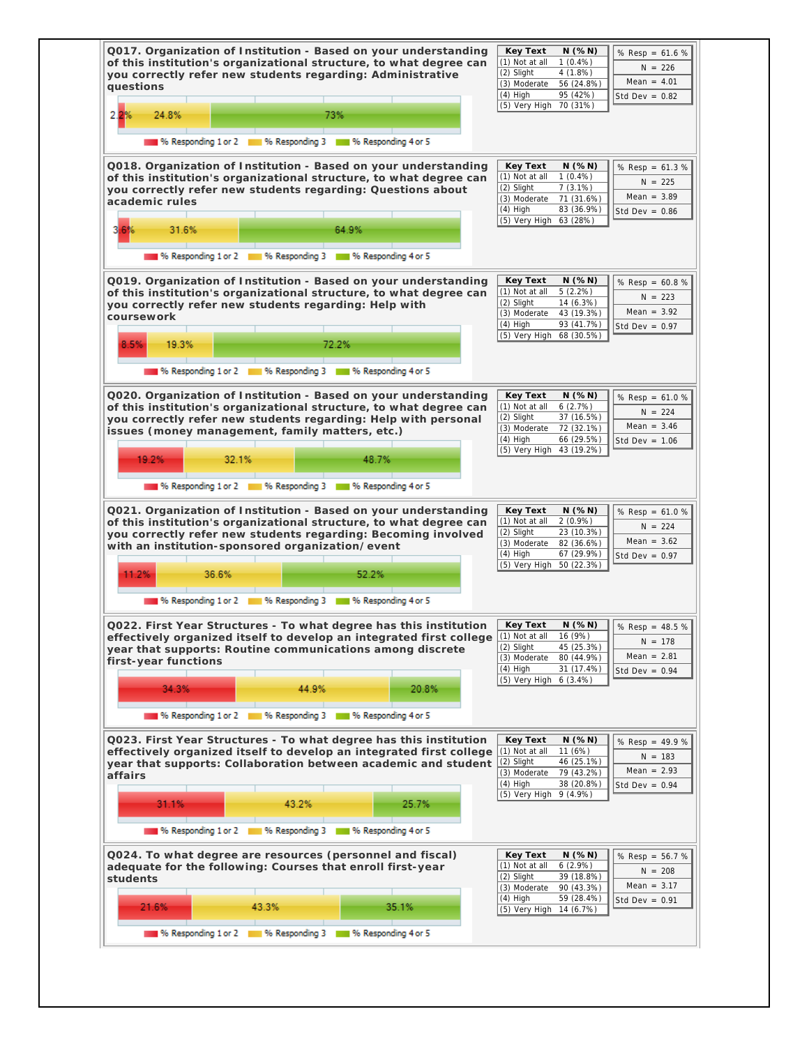**Q017. Organization of Institution - Based on your understanding of this institution's organizational structure, to what degree can you correctly refer new students regarding: Administrative questions**

2.2% | 24.8% | 73%

% Responding 1 or 2 | % Responding 3 | % Responding 4 or 5

| Key Text | N (% N) |
|---|---|
| (1) Not at all | 1 (0.4%) |
| (2) Slight | 4 (1.8%) |
| (3) Moderate | 56 (24.8%) |
| (4) High | 95 (42%) |
| (5) Very High | 70 (31%) |

% Resp = 61.6 %
N = 226
Mean = 4.01
Std Dev = 0.82

**Q018. Organization of Institution - Based on your understanding of this institution's organizational structure, to what degree can you correctly refer new students regarding: Questions about academic rules**

3.6% | 31.6% | 64.9%

% Responding 1 or 2 | % Responding 3 | % Responding 4 or 5

| Key Text | N (% N) |
|---|---|
| (1) Not at all | 1 (0.4%) |
| (2) Slight | 7 (3.1%) |
| (3) Moderate | 71 (31.6%) |
| (4) High | 83 (36.9%) |
| (5) Very High | 63 (28%) |

% Resp = 61.3 %
N = 225
Mean = 3.89
Std Dev = 0.86

**Q019. Organization of Institution - Based on your understanding of this institution's organizational structure, to what degree can you correctly refer new students regarding: Help with coursework**

8.5% | 19.3% | 72.2%

% Responding 1 or 2 | % Responding 3 | % Responding 4 or 5

| Key Text | N (% N) |
|---|---|
| (1) Not at all | 5 (2.2%) |
| (2) Slight | 14 (6.3%) |
| (3) Moderate | 43 (19.3%) |
| (4) High | 93 (41.7%) |
| (5) Very High | 68 (30.5%) |

% Resp = 60.8 %
N = 223
Mean = 3.92
Std Dev = 0.97

**Q020. Organization of Institution - Based on your understanding of this institution's organizational structure, to what degree can you correctly refer new students regarding: Help with personal issues (money management, family matters, etc.)**

19.2% | 32.1% | 48.7%

% Responding 1 or 2 | % Responding 3 | % Responding 4 or 5

| Key Text | N (% N) |
|---|---|
| (1) Not at all | 6 (2.7%) |
| (2) Slight | 37 (16.5%) |
| (3) Moderate | 72 (32.1%) |
| (4) High | 66 (29.5%) |
| (5) Very High | 43 (19.2%) |

% Resp = 61.0 %
N = 224
Mean = 3.46
Std Dev = 1.06

**Q021. Organization of Institution - Based on your understanding of this institution's organizational structure, to what degree can you correctly refer new students regarding: Becoming involved with an institution-sponsored organization/ event**

11.2% | 36.6% | 52.2%

% Responding 1 or 2 | % Responding 3 | % Responding 4 or 5

| Key Text | N (% N) |
|---|---|
| (1) Not at all | 2 (0.9%) |
| (2) Slight | 23 (10.3%) |
| (3) Moderate | 82 (36.6%) |
| (4) High | 67 (29.9%) |
| (5) Very High | 50 (22.3%) |

% Resp = 61.0 %
N = 224
Mean = 3.62
Std Dev = 0.97

**Q022. First Year Structures - To what degree has this institution effectively organized itself to develop an integrated first college year that supports: Routine communications among discrete first-year functions**

34.3% | 44.9% | 20.8%

% Responding 1 or 2 | % Responding 3 | % Responding 4 or 5

| Key Text | N (% N) |
|---|---|
| (1) Not at all | 16 (9%) |
| (2) Slight | 45 (25.3%) |
| (3) Moderate | 80 (44.9%) |
| (4) High | 31 (17.4%) |
| (5) Very High | 6 (3.4%) |

% Resp = 48.5 %
N = 178
Mean = 2.81
Std Dev = 0.94

**Q023. First Year Structures - To what degree has this institution effectively organized itself to develop an integrated first college year that supports: Collaboration between academic and student affairs**

31.1% | 43.2% | 25.7%

% Responding 1 or 2 | % Responding 3 | % Responding 4 or 5

| Key Text | N (% N) |
|---|---|
| (1) Not at all | 11 (6%) |
| (2) Slight | 46 (25.1%) |
| (3) Moderate | 79 (43.2%) |
| (4) High | 38 (20.8%) |
| (5) Very High | 9 (4.9%) |

% Resp = 49.9 %
N = 183
Mean = 2.93
Std Dev = 0.94

**Q024. To what degree are resources (personnel and fiscal) adequate for the following: Courses that enroll first-year students**

21.6% | 43.3% | 35.1%

% Responding 1 or 2 | % Responding 3 | % Responding 4 or 5

| Key Text | N (% N) |
|---|---|
| (1) Not at all | 6 (2.9%) |
| (2) Slight | 39 (18.8%) |
| (3) Moderate | 90 (43.3%) |
| (4) High | 59 (28.4%) |
| (5) Very High | 14 (6.7%) |

% Resp = 56.7 %
N = 208
Mean = 3.17
Std Dev = 0.91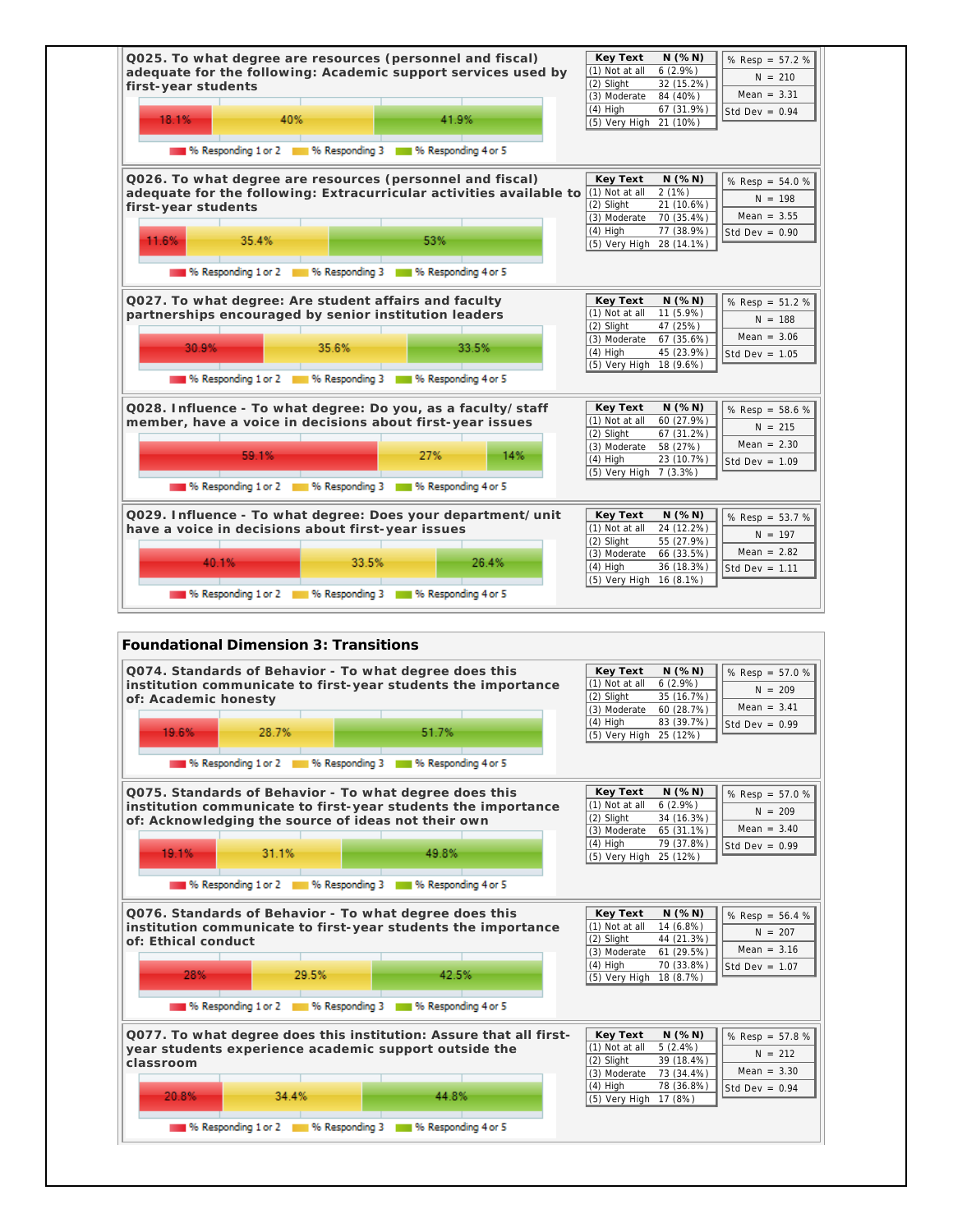**Q025. To what degree are resources (personnel and fiscal) adequate for the following: Academic support services used by first-year students**

18.1% | 40% | 41.9%

% Responding 1 or 2 | % Responding 3 | % Responding 4 or 5

| Key Text | N (% N) |
|---|---|
| (1) Not at all | 6 (2.9%) |
| (2) Slight | 32 (15.2%) |
| (3) Moderate | 84 (40%) |
| (4) High | 67 (31.9%) |
| (5) Very High | 21 (10%) |

% Resp = 57.2 %
N = 210
Mean = 3.31
Std Dev = 0.94

**Q026. To what degree are resources (personnel and fiscal) adequate for the following: Extracurricular activities available to first-year students**

11.6% | 35.4% | 53%

% Responding 1 or 2 | % Responding 3 | % Responding 4 or 5

| Key Text | N (% N) |
|---|---|
| (1) Not at all | 2 (1%) |
| (2) Slight | 21 (10.6%) |
| (3) Moderate | 70 (35.4%) |
| (4) High | 77 (38.9%) |
| (5) Very High | 28 (14.1%) |

% Resp = 54.0 %
N = 198
Mean = 3.55
Std Dev = 0.90

**Q027. To what degree: Are student affairs and faculty partnerships encouraged by senior institution leaders**

30.9% | 35.6% | 33.5%

% Responding 1 or 2 | % Responding 3 | % Responding 4 or 5

| Key Text | N (% N) |
|---|---|
| (1) Not at all | 11 (5.9%) |
| (2) Slight | 47 (25%) |
| (3) Moderate | 67 (35.6%) |
| (4) High | 45 (23.9%) |
| (5) Very High | 18 (9.6%) |

% Resp = 51.2 %
N = 188
Mean = 3.06
Std Dev = 1.05

**Q028. Influence - To what degree: Do you, as a faculty/ staff member, have a voice in decisions about first-year issues**

59.1% | 27% | 14%

% Responding 1 or 2 | % Responding 3 | % Responding 4 or 5

| Key Text | N (% N) |
|---|---|
| (1) Not at all | 60 (27.9%) |
| (2) Slight | 67 (31.2%) |
| (3) Moderate | 58 (27%) |
| (4) High | 23 (10.7%) |
| (5) Very High | 7 (3.3%) |

% Resp = 58.6 %
N = 215
Mean = 2.30
Std Dev = 1.09

**Q029. Influence - To what degree: Does your department/ unit have a voice in decisions about first-year issues**

40.1% | 33.5% | 26.4%

% Responding 1 or 2 | % Responding 3 | % Responding 4 or 5

| Key Text | N (% N) |
|---|---|
| (1) Not at all | 24 (12.2%) |
| (2) Slight | 55 (27.9%) |
| (3) Moderate | 66 (33.5%) |
| (4) High | 36 (18.3%) |
| (5) Very High | 16 (8.1%) |

% Resp = 53.7 %
N = 197
Mean = 2.82
Std Dev = 1.11

## Foundational Dimension 3: Transitions

**Q074. Standards of Behavior - To what degree does this institution communicate to first-year students the importance of: Academic honesty**

19.6% | 28.7% | 51.7%

% Responding 1 or 2 | % Responding 3 | % Responding 4 or 5

| Key Text | N (% N) |
|---|---|
| (1) Not at all | 6 (2.9%) |
| (2) Slight | 35 (16.7%) |
| (3) Moderate | 60 (28.7%) |
| (4) High | 83 (39.7%) |
| (5) Very High | 25 (12%) |

% Resp = 57.0 %
N = 209
Mean = 3.41
Std Dev = 0.99

**Q075. Standards of Behavior - To what degree does this institution communicate to first-year students the importance of: Acknowledging the source of ideas not their own**

19.1% | 31.1% | 49.8%

% Responding 1 or 2 | % Responding 3 | % Responding 4 or 5

| Key Text | N (% N) |
|---|---|
| (1) Not at all | 6 (2.9%) |
| (2) Slight | 34 (16.3%) |
| (3) Moderate | 65 (31.1%) |
| (4) High | 79 (37.8%) |
| (5) Very High | 25 (12%) |

% Resp = 57.0 %
N = 209
Mean = 3.40
Std Dev = 0.99

**Q076. Standards of Behavior - To what degree does this institution communicate to first-year students the importance of: Ethical conduct**

28% | 29.5% | 42.5%

% Responding 1 or 2 | % Responding 3 | % Responding 4 or 5

| Key Text | N (% N) |
|---|---|
| (1) Not at all | 14 (6.8%) |
| (2) Slight | 44 (21.3%) |
| (3) Moderate | 61 (29.5%) |
| (4) High | 70 (33.8%) |
| (5) Very High | 18 (8.7%) |

% Resp = 56.4 %
N = 207
Mean = 3.16
Std Dev = 1.07

**Q077. To what degree does this institution: Assure that all first-year students experience academic support outside the classroom**

20.8% | 34.4% | 44.8%

% Responding 1 or 2 | % Responding 3 | % Responding 4 or 5

| Key Text | N (% N) |
|---|---|
| (1) Not at all | 5 (2.4%) |
| (2) Slight | 39 (18.4%) |
| (3) Moderate | 73 (34.4%) |
| (4) High | 78 (36.8%) |
| (5) Very High | 17 (8%) |

% Resp = 57.8 %
N = 212
Mean = 3.30
Std Dev = 0.94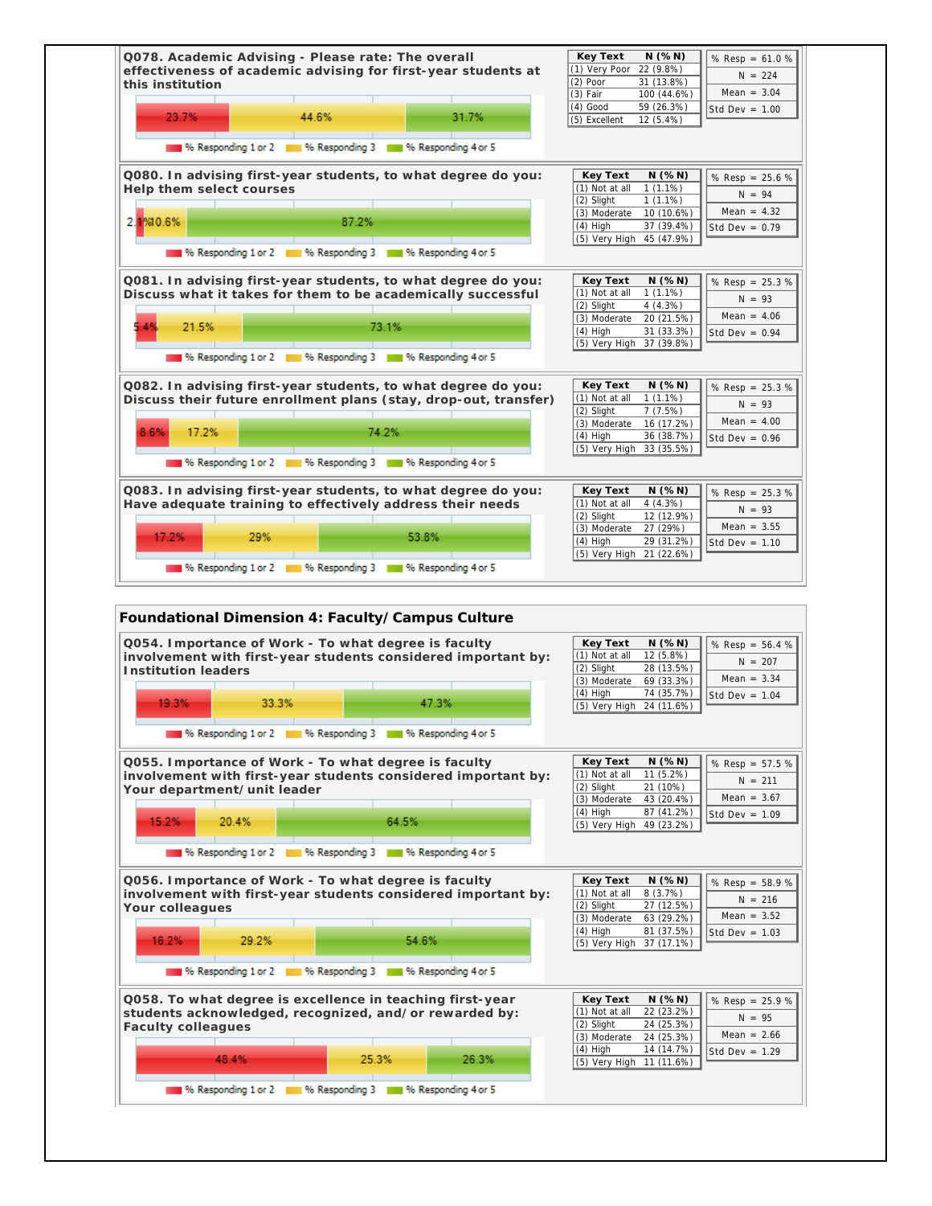**Q078. Academic Advising - Please rate: The overall effectiveness of academic advising for first-year students at this institution**

23.7% | 44.6% | 31.7%

% Responding 1 or 2 | % Responding 3 | % Responding 4 or 5

| Key Text | N (% N) |
|---|---|
| (1) Very Poor | 22 (9.8%) |
| (2) Poor | 31 (13.8%) |
| (3) Fair | 100 (44.6%) |
| (4) Good | 59 (26.3%) |
| (5) Excellent | 12 (5.4%) |

% Resp = 61.0 %
N = 224
Mean = 3.04
Std Dev = 1.00

**Q080. In advising first-year students, to what degree do you: Help them select courses**

2.1% | 10.6% | 87.2%

% Responding 1 or 2 | % Responding 3 | % Responding 4 or 5

| Key Text | N (% N) |
|---|---|
| (1) Not at all | 1 (1.1%) |
| (2) Slight | 1 (1.1%) |
| (3) Moderate | 10 (10.6%) |
| (4) High | 37 (39.4%) |
| (5) Very High | 45 (47.9%) |

% Resp = 25.6 %
N = 94
Mean = 4.32
Std Dev = 0.79

**Q081. In advising first-year students, to what degree do you: Discuss what it takes for them to be academically successful**

5.4% | 21.5% | 73.1%

% Responding 1 or 2 | % Responding 3 | % Responding 4 or 5

| Key Text | N (% N) |
|---|---|
| (1) Not at all | 1 (1.1%) |
| (2) Slight | 4 (4.3%) |
| (3) Moderate | 20 (21.5%) |
| (4) High | 31 (33.3%) |
| (5) Very High | 37 (39.8%) |

% Resp = 25.3 %
N = 93
Mean = 4.06
Std Dev = 0.94

**Q082. In advising first-year students, to what degree do you: Discuss their future enrollment plans (stay, drop-out, transfer)**

8.6% | 17.2% | 74.2%

% Responding 1 or 2 | % Responding 3 | % Responding 4 or 5

| Key Text | N (% N) |
|---|---|
| (1) Not at all | 1 (1.1%) |
| (2) Slight | 7 (7.5%) |
| (3) Moderate | 16 (17.2%) |
| (4) High | 36 (38.7%) |
| (5) Very High | 33 (35.5%) |

% Resp = 25.3 %
N = 93
Mean = 4.00
Std Dev = 0.96

**Q083. In advising first-year students, to what degree do you: Have adequate training to effectively address their needs**

17.2% | 29% | 53.8%

% Responding 1 or 2 | % Responding 3 | % Responding 4 or 5

| Key Text | N (% N) |
|---|---|
| (1) Not at all | 4 (4.3%) |
| (2) Slight | 12 (12.9%) |
| (3) Moderate | 27 (29%) |
| (4) High | 29 (31.2%) |
| (5) Very High | 21 (22.6%) |

% Resp = 25.3 %
N = 93
Mean = 3.55
Std Dev = 1.10

## Foundational Dimension 4: Faculty/ Campus Culture

**Q054. Importance of Work - To what degree is faculty involvement with first-year students considered important by: Institution leaders**

19.3% | 33.3% | 47.3%

% Responding 1 or 2 | % Responding 3 | % Responding 4 or 5

| Key Text | N (% N) |
|---|---|
| (1) Not at all | 12 (5.8%) |
| (2) Slight | 28 (13.5%) |
| (3) Moderate | 69 (33.3%) |
| (4) High | 74 (35.7%) |
| (5) Very High | 24 (11.6%) |

% Resp = 56.4 %
N = 207
Mean = 3.34
Std Dev = 1.04

**Q055. Importance of Work - To what degree is faculty involvement with first-year students considered important by: Your department/ unit leader**

15.2% | 20.4% | 64.5%

% Responding 1 or 2 | % Responding 3 | % Responding 4 or 5

| Key Text | N (% N) |
|---|---|
| (1) Not at all | 11 (5.2%) |
| (2) Slight | 21 (10%) |
| (3) Moderate | 43 (20.4%) |
| (4) High | 87 (41.2%) |
| (5) Very High | 49 (23.2%) |

% Resp = 57.5 %
N = 211
Mean = 3.67
Std Dev = 1.09

**Q056. Importance of Work - To what degree is faculty involvement with first-year students considered important by: Your colleagues**

16.2% | 29.2% | 54.6%

% Responding 1 or 2 | % Responding 3 | % Responding 4 or 5

| Key Text | N (% N) |
|---|---|
| (1) Not at all | 8 (3.7%) |
| (2) Slight | 27 (12.5%) |
| (3) Moderate | 63 (29.2%) |
| (4) High | 81 (37.5%) |
| (5) Very High | 37 (17.1%) |

% Resp = 58.9 %
N = 216
Mean = 3.52
Std Dev = 1.03

**Q058. To what degree is excellence in teaching first-year students acknowledged, recognized, and/ or rewarded by: Faculty colleagues**

48.4% | 25.3% | 26.3%

% Responding 1 or 2 | % Responding 3 | % Responding 4 or 5

| Key Text | N (% N) |
|---|---|
| (1) Not at all | 22 (23.2%) |
| (2) Slight | 24 (25.3%) |
| (3) Moderate | 24 (25.3%) |
| (4) High | 14 (14.7%) |
| (5) Very High | 11 (11.6%) |

% Resp = 25.9 %
N = 95
Mean = 2.66
Std Dev = 1.29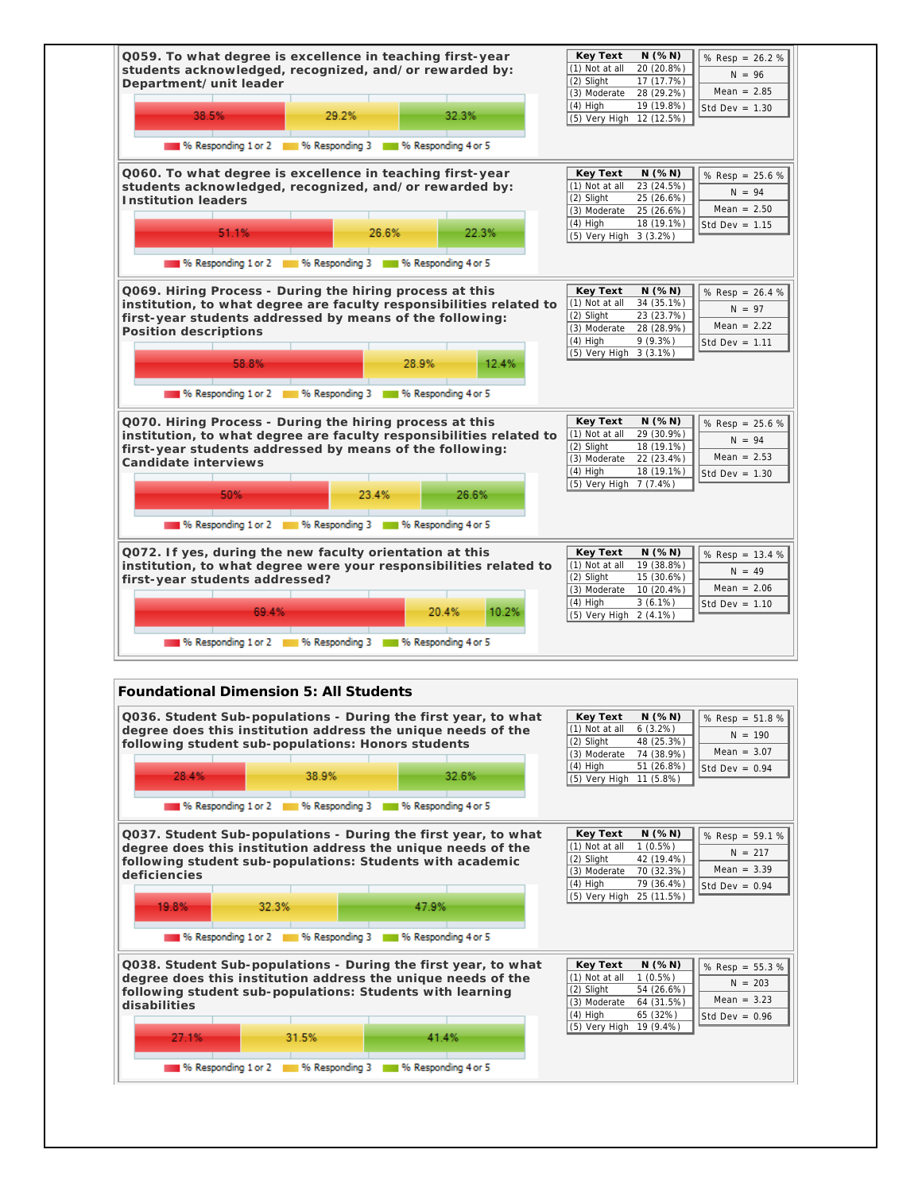**Q059. To what degree is excellence in teaching first-year students acknowledged, recognized, and/or rewarded by: Department/unit leader**

| % Responding 1 or 2 | % Responding 3 | % Responding 4 or 5 |
|---|---|---|
| 38.5% | 29.2% | 32.3% |

| Key Text | N (% N) |
|---|---|
| (1) Not at all | 20 (20.8%) |
| (2) Slight | 17 (17.7%) |
| (3) Moderate | 28 (29.2%) |
| (4) High | 19 (19.8%) |
| (5) Very High | 12 (12.5%) |

% Resp = 26.2 %
N = 96
Mean = 2.85
Std Dev = 1.30

**Q060. To what degree is excellence in teaching first-year students acknowledged, recognized, and/or rewarded by: Institution leaders**

| % Responding 1 or 2 | % Responding 3 | % Responding 4 or 5 |
|---|---|---|
| 51.1% | 26.6% | 22.3% |

| Key Text | N (% N) |
|---|---|
| (1) Not at all | 23 (24.5%) |
| (2) Slight | 25 (26.6%) |
| (3) Moderate | 25 (26.6%) |
| (4) High | 18 (19.1%) |
| (5) Very High | 3 (3.2%) |

% Resp = 25.6 %
N = 94
Mean = 2.50
Std Dev = 1.15

**Q069. Hiring Process - During the hiring process at this institution, to what degree are faculty responsibilities related to first-year students addressed by means of the following: Position descriptions**

| % Responding 1 or 2 | % Responding 3 | % Responding 4 or 5 |
|---|---|---|
| 58.8% | 28.9% | 12.4% |

| Key Text | N (% N) |
|---|---|
| (1) Not at all | 34 (35.1%) |
| (2) Slight | 23 (23.7%) |
| (3) Moderate | 28 (28.9%) |
| (4) High | 9 (9.3%) |
| (5) Very High | 3 (3.1%) |

% Resp = 26.4 %
N = 97
Mean = 2.22
Std Dev = 1.11

**Q070. Hiring Process - During the hiring process at this institution, to what degree are faculty responsibilities related to first-year students addressed by means of the following: Candidate interviews**

| % Responding 1 or 2 | % Responding 3 | % Responding 4 or 5 |
|---|---|---|
| 50% | 23.4% | 26.6% |

| Key Text | N (% N) |
|---|---|
| (1) Not at all | 29 (30.9%) |
| (2) Slight | 18 (19.1%) |
| (3) Moderate | 22 (23.4%) |
| (4) High | 18 (19.1%) |
| (5) Very High | 7 (7.4%) |

% Resp = 25.6 %
N = 94
Mean = 2.53
Std Dev = 1.30

**Q072. If yes, during the new faculty orientation at this institution, to what degree were your responsibilities related to first-year students addressed?**

| % Responding 1 or 2 | % Responding 3 | % Responding 4 or 5 |
|---|---|---|
| 69.4% | 20.4% | 10.2% |

| Key Text | N (% N) |
|---|---|
| (1) Not at all | 19 (38.8%) |
| (2) Slight | 15 (30.6%) |
| (3) Moderate | 10 (20.4%) |
| (4) High | 3 (6.1%) |
| (5) Very High | 2 (4.1%) |

% Resp = 13.4 %
N = 49
Mean = 2.06
Std Dev = 1.10

## Foundational Dimension 5: All Students

**Q036. Student Sub-populations - During the first year, to what degree does this institution address the unique needs of the following student sub-populations: Honors students**

| % Responding 1 or 2 | % Responding 3 | % Responding 4 or 5 |
|---|---|---|
| 28.4% | 38.9% | 32.6% |

| Key Text | N (% N) |
|---|---|
| (1) Not at all | 6 (3.2%) |
| (2) Slight | 48 (25.3%) |
| (3) Moderate | 74 (38.9%) |
| (4) High | 51 (26.8%) |
| (5) Very High | 11 (5.8%) |

% Resp = 51.8 %
N = 190
Mean = 3.07
Std Dev = 0.94

**Q037. Student Sub-populations - During the first year, to what degree does this institution address the unique needs of the following student sub-populations: Students with academic deficiencies**

| % Responding 1 or 2 | % Responding 3 | % Responding 4 or 5 |
|---|---|---|
| 19.8% | 32.3% | 47.9% |

| Key Text | N (% N) |
|---|---|
| (1) Not at all | 1 (0.5%) |
| (2) Slight | 42 (19.4%) |
| (3) Moderate | 70 (32.3%) |
| (4) High | 79 (36.4%) |
| (5) Very High | 25 (11.5%) |

% Resp = 59.1 %
N = 217
Mean = 3.39
Std Dev = 0.94

**Q038. Student Sub-populations - During the first year, to what degree does this institution address the unique needs of the following student sub-populations: Students with learning disabilities**

| % Responding 1 or 2 | % Responding 3 | % Responding 4 or 5 |
|---|---|---|
| 27.1% | 31.5% | 41.4% |

| Key Text | N (% N) |
|---|---|
| (1) Not at all | 1 (0.5%) |
| (2) Slight | 54 (26.6%) |
| (3) Moderate | 64 (31.5%) |
| (4) High | 65 (32%) |
| (5) Very High | 19 (9.4%) |

% Resp = 55.3 %
N = 203
Mean = 3.23
Std Dev = 0.96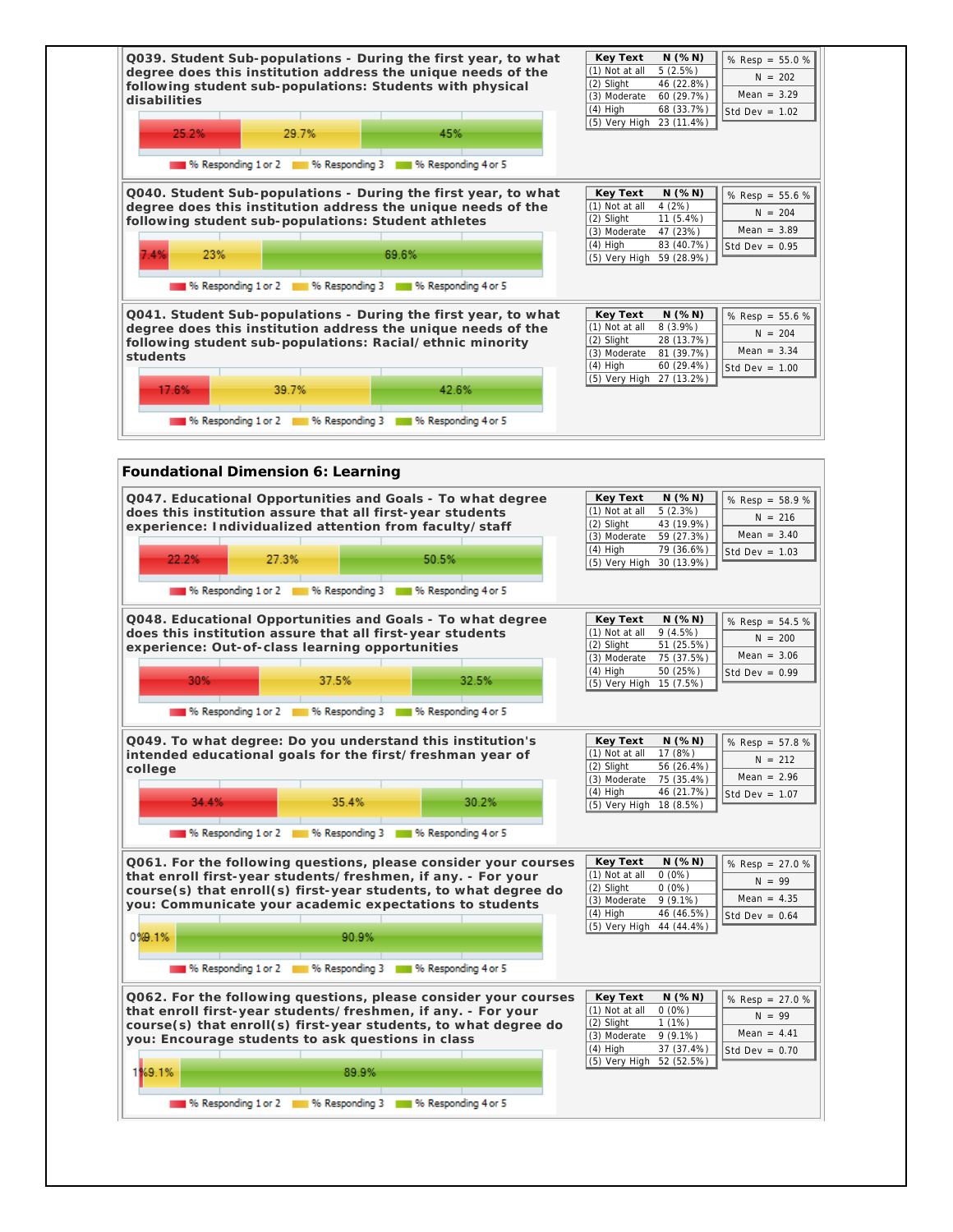**Q039. Student Sub-populations - During the first year, to what degree does this institution address the unique needs of the following student sub-populations: Students with physical disabilities**

| % Responding 1 or 2 | % Responding 3 | % Responding 4 or 5 |
|---|---|---|
| 25.2% | 29.7% | 45% |

| Key Text | N (% N) |
|---|---|
| (1) Not at all | 5 (2.5%) |
| (2) Slight | 46 (22.8%) |
| (3) Moderate | 60 (29.7%) |
| (4) High | 68 (33.7%) |
| (5) Very High | 23 (11.4%) |

% Resp = 55.0 %
N = 202
Mean = 3.29
Std Dev = 1.02

**Q040. Student Sub-populations - During the first year, to what degree does this institution address the unique needs of the following student sub-populations: Student athletes**

| % Responding 1 or 2 | % Responding 3 | % Responding 4 or 5 |
|---|---|---|
| 7.4% | 23% | 69.6% |

| Key Text | N (% N) |
|---|---|
| (1) Not at all | 4 (2%) |
| (2) Slight | 11 (5.4%) |
| (3) Moderate | 47 (23%) |
| (4) High | 83 (40.7%) |
| (5) Very High | 59 (28.9%) |

% Resp = 55.6 %
N = 204
Mean = 3.89
Std Dev = 0.95

**Q041. Student Sub-populations - During the first year, to what degree does this institution address the unique needs of the following student sub-populations: Racial/ ethnic minority students**

| % Responding 1 or 2 | % Responding 3 | % Responding 4 or 5 |
|---|---|---|
| 17.6% | 39.7% | 42.6% |

| Key Text | N (% N) |
|---|---|
| (1) Not at all | 8 (3.9%) |
| (2) Slight | 28 (13.7%) |
| (3) Moderate | 81 (39.7%) |
| (4) High | 60 (29.4%) |
| (5) Very High | 27 (13.2%) |

% Resp = 55.6 %
N = 204
Mean = 3.34
Std Dev = 1.00

## Foundational Dimension 6: Learning

**Q047. Educational Opportunities and Goals - To what degree does this institution assure that all first-year students experience: Individualized attention from faculty/ staff**

| % Responding 1 or 2 | % Responding 3 | % Responding 4 or 5 |
|---|---|---|
| 22.2% | 27.3% | 50.5% |

| Key Text | N (% N) |
|---|---|
| (1) Not at all | 5 (2.3%) |
| (2) Slight | 43 (19.9%) |
| (3) Moderate | 59 (27.3%) |
| (4) High | 79 (36.6%) |
| (5) Very High | 30 (13.9%) |

% Resp = 58.9 %
N = 216
Mean = 3.40
Std Dev = 1.03

**Q048. Educational Opportunities and Goals - To what degree does this institution assure that all first-year students experience: Out-of-class learning opportunities**

| % Responding 1 or 2 | % Responding 3 | % Responding 4 or 5 |
|---|---|---|
| 30% | 37.5% | 32.5% |

| Key Text | N (% N) |
|---|---|
| (1) Not at all | 9 (4.5%) |
| (2) Slight | 51 (25.5%) |
| (3) Moderate | 75 (37.5%) |
| (4) High | 50 (25%) |
| (5) Very High | 15 (7.5%) |

% Resp = 54.5 %
N = 200
Mean = 3.06
Std Dev = 0.99

**Q049. To what degree: Do you understand this institution's intended educational goals for the first/ freshman year of college**

| % Responding 1 or 2 | % Responding 3 | % Responding 4 or 5 |
|---|---|---|
| 34.4% | 35.4% | 30.2% |

| Key Text | N (% N) |
|---|---|
| (1) Not at all | 17 (8%) |
| (2) Slight | 56 (26.4%) |
| (3) Moderate | 75 (35.4%) |
| (4) High | 46 (21.7%) |
| (5) Very High | 18 (8.5%) |

% Resp = 57.8 %
N = 212
Mean = 2.96
Std Dev = 1.07

**Q061. For the following questions, please consider your courses that enroll first-year students/ freshmen, if any. - For your course(s) that enroll(s) first-year students, to what degree do you: Communicate your academic expectations to students**

| % Responding 1 or 2 | % Responding 3 | % Responding 4 or 5 |
|---|---|---|
| 0% | 9.1% | 90.9% |

| Key Text | N (% N) |
|---|---|
| (1) Not at all | 0 (0%) |
| (2) Slight | 0 (0%) |
| (3) Moderate | 9 (9.1%) |
| (4) High | 46 (46.5%) |
| (5) Very High | 44 (44.4%) |

% Resp = 27.0 %
N = 99
Mean = 4.35
Std Dev = 0.64

**Q062. For the following questions, please consider your courses that enroll first-year students/ freshmen, if any. - For your course(s) that enroll(s) first-year students, to what degree do you: Encourage students to ask questions in class**

| % Responding 1 or 2 | % Responding 3 | % Responding 4 or 5 |
|---|---|---|
| 1% | 9.1% | 89.9% |

| Key Text | N (% N) |
|---|---|
| (1) Not at all | 0 (0%) |
| (2) Slight | 1 (1%) |
| (3) Moderate | 9 (9.1%) |
| (4) High | 37 (37.4%) |
| (5) Very High | 52 (52.5%) |

% Resp = 27.0 %
N = 99
Mean = 4.41
Std Dev = 0.70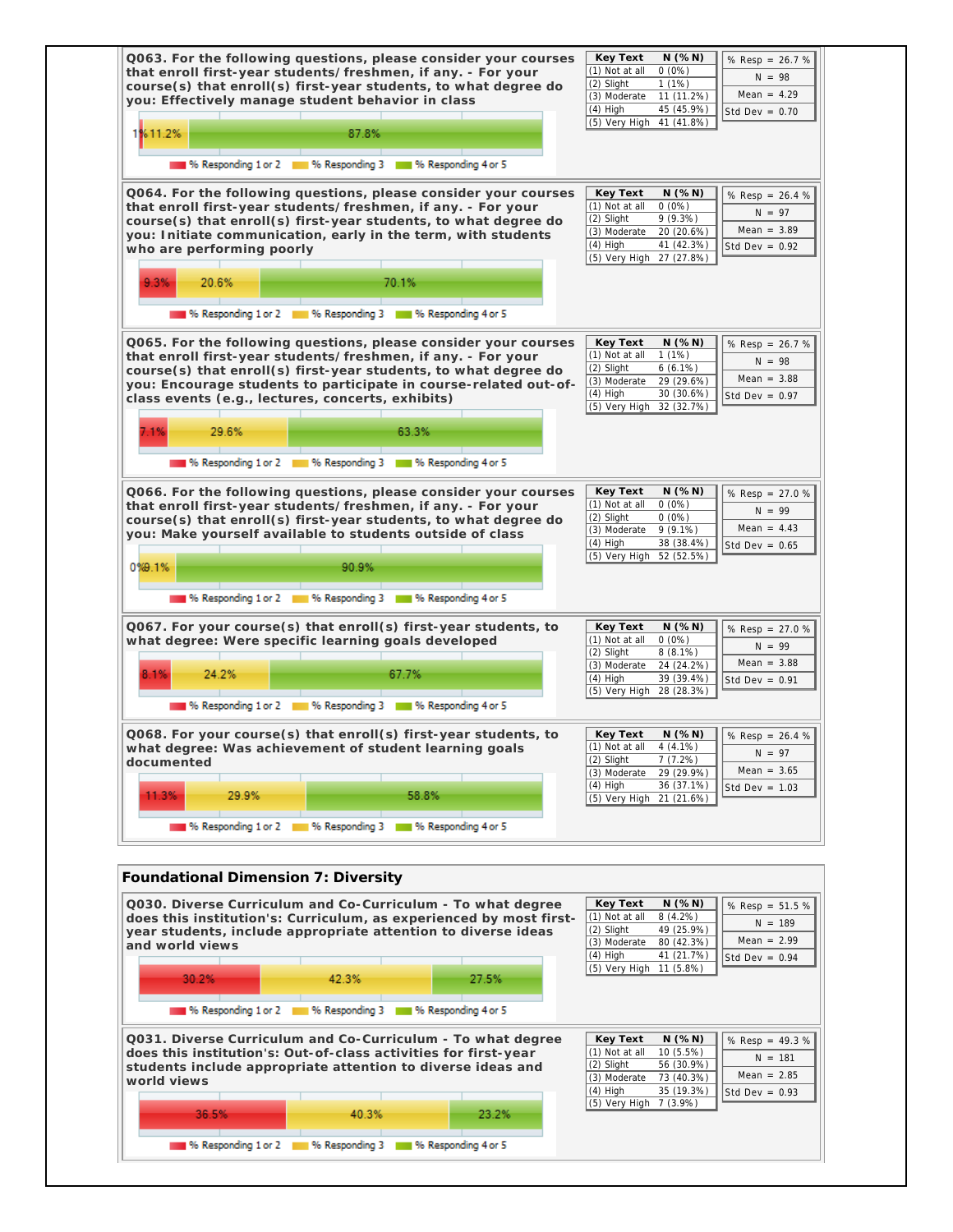**Q063. For the following questions, please consider your courses that enroll first-year students/ freshmen, if any. - For your course(s) that enroll(s) first-year students, to what degree do you: Effectively manage student behavior in class**

| Key Text | N (% N) |
|---|---|
| (1) Not at all | 0 (0%) |
| (2) Slight | 1 (1%) |
| (3) Moderate | 11 (11.2%) |
| (4) High | 45 (45.9%) |
| (5) Very High | 41 (41.8%) |

% Resp = 26.7 % | N = 98 | Mean = 4.29 | Std Dev = 0.70

% Responding 1 or 2: 1% | % Responding 3: 11.2% | % Responding 4 or 5: 87.8%

**Q064. For the following questions, please consider your courses that enroll first-year students/ freshmen, if any. - For your course(s) that enroll(s) first-year students, to what degree do you: Initiate communication, early in the term, with students who are performing poorly**

| Key Text | N (% N) |
|---|---|
| (1) Not at all | 0 (0%) |
| (2) Slight | 9 (9.3%) |
| (3) Moderate | 20 (20.6%) |
| (4) High | 41 (42.3%) |
| (5) Very High | 27 (27.8%) |

% Resp = 26.4 % | N = 97 | Mean = 3.89 | Std Dev = 0.92

% Responding 1 or 2: 9.3% | % Responding 3: 20.6% | % Responding 4 or 5: 70.1%

**Q065. For the following questions, please consider your courses that enroll first-year students/ freshmen, if any. - For your course(s) that enroll(s) first-year students, to what degree do you: Encourage students to participate in course-related out-of-class events (e.g., lectures, concerts, exhibits)**

| Key Text | N (% N) |
|---|---|
| (1) Not at all | 1 (1%) |
| (2) Slight | 6 (6.1%) |
| (3) Moderate | 29 (29.6%) |
| (4) High | 30 (30.6%) |
| (5) Very High | 32 (32.7%) |

% Resp = 26.7 % | N = 98 | Mean = 3.88 | Std Dev = 0.97

% Responding 1 or 2: 7.1% | % Responding 3: 29.6% | % Responding 4 or 5: 63.3%

**Q066. For the following questions, please consider your courses that enroll first-year students/ freshmen, if any. - For your course(s) that enroll(s) first-year students, to what degree do you: Make yourself available to students outside of class**

| Key Text | N (% N) |
|---|---|
| (1) Not at all | 0 (0%) |
| (2) Slight | 0 (0%) |
| (3) Moderate | 9 (9.1%) |
| (4) High | 38 (38.4%) |
| (5) Very High | 52 (52.5%) |

% Resp = 27.0 % | N = 99 | Mean = 4.43 | Std Dev = 0.65

% Responding 1 or 2: 0% | % Responding 3: 9.1% | % Responding 4 or 5: 90.9%

**Q067. For your course(s) that enroll(s) first-year students, to what degree: Were specific learning goals developed**

| Key Text | N (% N) |
|---|---|
| (1) Not at all | 0 (0%) |
| (2) Slight | 8 (8.1%) |
| (3) Moderate | 24 (24.2%) |
| (4) High | 39 (39.4%) |
| (5) Very High | 28 (28.3%) |

% Resp = 27.0 % | N = 99 | Mean = 3.88 | Std Dev = 0.91

% Responding 1 or 2: 8.1% | % Responding 3: 24.2% | % Responding 4 or 5: 67.7%

**Q068. For your course(s) that enroll(s) first-year students, to what degree: Was achievement of student learning goals documented**

| Key Text | N (% N) |
|---|---|
| (1) Not at all | 4 (4.1%) |
| (2) Slight | 7 (7.2%) |
| (3) Moderate | 29 (29.9%) |
| (4) High | 36 (37.1%) |
| (5) Very High | 21 (21.6%) |

% Resp = 26.4 % | N = 97 | Mean = 3.65 | Std Dev = 1.03

% Responding 1 or 2: 11.3% | % Responding 3: 29.9% | % Responding 4 or 5: 58.8%

## Foundational Dimension 7: Diversity

**Q030. Diverse Curriculum and Co-Curriculum - To what degree does this institution's: Curriculum, as experienced by most first-year students, include appropriate attention to diverse ideas and world views**

| Key Text | N (% N) |
|---|---|
| (1) Not at all | 8 (4.2%) |
| (2) Slight | 49 (25.9%) |
| (3) Moderate | 80 (42.3%) |
| (4) High | 41 (21.7%) |
| (5) Very High | 11 (5.8%) |

% Resp = 51.5 % | N = 189 | Mean = 2.99 | Std Dev = 0.94

% Responding 1 or 2: 30.2% | % Responding 3: 42.3% | % Responding 4 or 5: 27.5%

**Q031. Diverse Curriculum and Co-Curriculum - To what degree does this institution's: Out-of-class activities for first-year students include appropriate attention to diverse ideas and world views**

| Key Text | N (% N) |
|---|---|
| (1) Not at all | 10 (5.5%) |
| (2) Slight | 56 (30.9%) |
| (3) Moderate | 73 (40.3%) |
| (4) High | 35 (19.3%) |
| (5) Very High | 7 (3.9%) |

% Resp = 49.3 % | N = 181 | Mean = 2.85 | Std Dev = 0.93

% Responding 1 or 2: 36.5% | % Responding 3: 40.3% | % Responding 4 or 5: 23.2%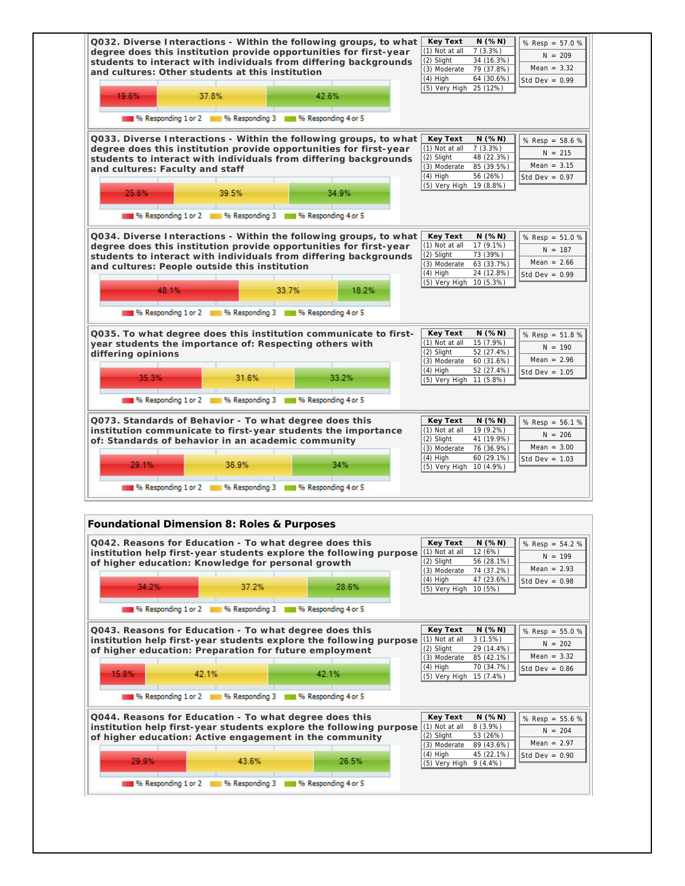**Q032. Diverse Interactions - Within the following groups, to what degree does this institution provide opportunities for first-year students to interact with individuals from differing backgrounds and cultures: Other students at this institution**

| Key Text | N (% N) |
|---|---|
| (1) Not at all | 7 (3.3%) |
| (2) Slight | 34 (16.3%) |
| (3) Moderate | 79 (37.8%) |
| (4) High | 64 (30.6%) |
| (5) Very High | 25 (12%) |

% Resp = 57.0 % | N = 209 | Mean = 3.32 | Std Dev = 0.99

19.6% | 37.8% | 42.6%

% Responding 1 or 2 | % Responding 3 | % Responding 4 or 5

**Q033. Diverse Interactions - Within the following groups, to what degree does this institution provide opportunities for first-year students to interact with individuals from differing backgrounds and cultures: Faculty and staff**

| Key Text | N (% N) |
|---|---|
| (1) Not at all | 7 (3.3%) |
| (2) Slight | 48 (22.3%) |
| (3) Moderate | 85 (39.5%) |
| (4) High | 56 (26%) |
| (5) Very High | 19 (8.8%) |

% Resp = 58.6 % | N = 215 | Mean = 3.15 | Std Dev = 0.97

25.6% | 39.5% | 34.9%

% Responding 1 or 2 | % Responding 3 | % Responding 4 or 5

**Q034. Diverse Interactions - Within the following groups, to what degree does this institution provide opportunities for first-year students to interact with individuals from differing backgrounds and cultures: People outside this institution**

| Key Text | N (% N) |
|---|---|
| (1) Not at all | 17 (9.1%) |
| (2) Slight | 73 (39%) |
| (3) Moderate | 63 (33.7%) |
| (4) High | 24 (12.8%) |
| (5) Very High | 10 (5.3%) |

% Resp = 51.0 % | N = 187 | Mean = 2.66 | Std Dev = 0.99

48.1% | 33.7% | 18.2%

% Responding 1 or 2 | % Responding 3 | % Responding 4 or 5

**Q035. To what degree does this institution communicate to first-year students the importance of: Respecting others with differing opinions**

| Key Text | N (% N) |
|---|---|
| (1) Not at all | 15 (7.9%) |
| (2) Slight | 52 (27.4%) |
| (3) Moderate | 60 (31.6%) |
| (4) High | 52 (27.4%) |
| (5) Very High | 11 (5.8%) |

% Resp = 51.8 % | N = 190 | Mean = 2.96 | Std Dev = 1.05

35.3% | 31.6% | 33.2%

% Responding 1 or 2 | % Responding 3 | % Responding 4 or 5

**Q073. Standards of Behavior - To what degree does this institution communicate to first-year students the importance of: Standards of behavior in an academic community**

| Key Text | N (% N) |
|---|---|
| (1) Not at all | 19 (9.2%) |
| (2) Slight | 41 (19.9%) |
| (3) Moderate | 76 (36.9%) |
| (4) High | 60 (29.1%) |
| (5) Very High | 10 (4.9%) |

% Resp = 56.1 % | N = 206 | Mean = 3.00 | Std Dev = 1.03

29.1% | 36.9% | 34%

% Responding 1 or 2 | % Responding 3 | % Responding 4 or 5

## Foundational Dimension 8: Roles & Purposes

**Q042. Reasons for Education - To what degree does this institution help first-year students explore the following purpose of higher education: Knowledge for personal growth**

| Key Text | N (% N) |
|---|---|
| (1) Not at all | 12 (6%) |
| (2) Slight | 56 (28.1%) |
| (3) Moderate | 74 (37.2%) |
| (4) High | 47 (23.6%) |
| (5) Very High | 10 (5%) |

% Resp = 54.2 % | N = 199 | Mean = 2.93 | Std Dev = 0.98

34.2% | 37.2% | 28.6%

% Responding 1 or 2 | % Responding 3 | % Responding 4 or 5

**Q043. Reasons for Education - To what degree does this institution help first-year students explore the following purpose of higher education: Preparation for future employment**

| Key Text | N (% N) |
|---|---|
| (1) Not at all | 3 (1.5%) |
| (2) Slight | 29 (14.4%) |
| (3) Moderate | 85 (42.1%) |
| (4) High | 70 (34.7%) |
| (5) Very High | 15 (7.4%) |

% Resp = 55.0 % | N = 202 | Mean = 3.32 | Std Dev = 0.86

15.8% | 42.1% | 42.1%

% Responding 1 or 2 | % Responding 3 | % Responding 4 or 5

**Q044. Reasons for Education - To what degree does this institution help first-year students explore the following purpose of higher education: Active engagement in the community**

| Key Text | N (% N) |
|---|---|
| (1) Not at all | 8 (3.9%) |
| (2) Slight | 53 (26%) |
| (3) Moderate | 89 (43.6%) |
| (4) High | 45 (22.1%) |
| (5) Very High | 9 (4.4%) |

% Resp = 55.6 % | N = 204 | Mean = 2.97 | Std Dev = 0.90

29.9% | 43.6% | 26.5%

% Responding 1 or 2 | % Responding 3 | % Responding 4 or 5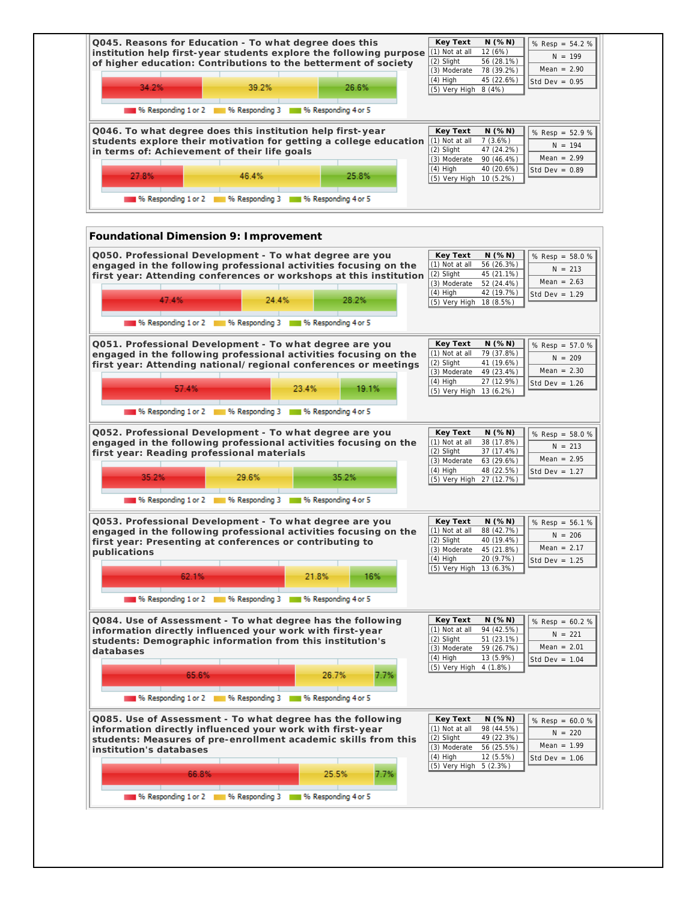**Q045. Reasons for Education - To what degree does this institution help first-year students explore the following purpose of higher education: Contributions to the betterment of society**

| % Responding 1 or 2 | % Responding 3 | % Responding 4 or 5 |
|---|---|---|
| 34.2% | 39.2% | 26.6% |

| Key Text | N (% N) |
|---|---|
| (1) Not at all | 12 (6%) |
| (2) Slight | 56 (28.1%) |
| (3) Moderate | 78 (39.2%) |
| (4) High | 45 (22.6%) |
| (5) Very High | 8 (4%) |

% Resp = 54.2 %
N = 199
Mean = 2.90
Std Dev = 0.95

**Q046. To what degree does this institution help first-year students explore their motivation for getting a college education in terms of: Achievement of their life goals**

| % Responding 1 or 2 | % Responding 3 | % Responding 4 or 5 |
|---|---|---|
| 27.8% | 46.4% | 25.8% |

| Key Text | N (% N) |
|---|---|
| (1) Not at all | 7 (3.6%) |
| (2) Slight | 47 (24.2%) |
| (3) Moderate | 90 (46.4%) |
| (4) High | 40 (20.6%) |
| (5) Very High | 10 (5.2%) |

% Resp = 52.9 %
N = 194
Mean = 2.99
Std Dev = 0.89

## Foundational Dimension 9: Improvement

**Q050. Professional Development - To what degree are you engaged in the following professional activities focusing on the first year: Attending conferences or workshops at this institution**

| % Responding 1 or 2 | % Responding 3 | % Responding 4 or 5 |
|---|---|---|
| 47.4% | 24.4% | 28.2% |

| Key Text | N (% N) |
|---|---|
| (1) Not at all | 56 (26.3%) |
| (2) Slight | 45 (21.1%) |
| (3) Moderate | 52 (24.4%) |
| (4) High | 42 (19.7%) |
| (5) Very High | 18 (8.5%) |

% Resp = 58.0 %
N = 213
Mean = 2.63
Std Dev = 1.29

**Q051. Professional Development - To what degree are you engaged in the following professional activities focusing on the first year: Attending national/ regional conferences or meetings**

| % Responding 1 or 2 | % Responding 3 | % Responding 4 or 5 |
|---|---|---|
| 57.4% | 23.4% | 19.1% |

| Key Text | N (% N) |
|---|---|
| (1) Not at all | 79 (37.8%) |
| (2) Slight | 41 (19.6%) |
| (3) Moderate | 49 (23.4%) |
| (4) High | 27 (12.9%) |
| (5) Very High | 13 (6.2%) |

% Resp = 57.0 %
N = 209
Mean = 2.30
Std Dev = 1.26

**Q052. Professional Development - To what degree are you engaged in the following professional activities focusing on the first year: Reading professional materials**

| % Responding 1 or 2 | % Responding 3 | % Responding 4 or 5 |
|---|---|---|
| 35.2% | 29.6% | 35.2% |

| Key Text | N (% N) |
|---|---|
| (1) Not at all | 38 (17.8%) |
| (2) Slight | 37 (17.4%) |
| (3) Moderate | 63 (29.6%) |
| (4) High | 48 (22.5%) |
| (5) Very High | 27 (12.7%) |

% Resp = 58.0 %
N = 213
Mean = 2.95
Std Dev = 1.27

**Q053. Professional Development - To what degree are you engaged in the following professional activities focusing on the first year: Presenting at conferences or contributing to publications**

| % Responding 1 or 2 | % Responding 3 | % Responding 4 or 5 |
|---|---|---|
| 62.1% | 21.8% | 16% |

| Key Text | N (% N) |
|---|---|
| (1) Not at all | 88 (42.7%) |
| (2) Slight | 40 (19.4%) |
| (3) Moderate | 45 (21.8%) |
| (4) High | 20 (9.7%) |
| (5) Very High | 13 (6.3%) |

% Resp = 56.1 %
N = 206
Mean = 2.17
Std Dev = 1.25

**Q084. Use of Assessment - To what degree has the following information directly influenced your work with first-year students: Demographic information from this institution's databases**

| % Responding 1 or 2 | % Responding 3 | % Responding 4 or 5 |
|---|---|---|
| 65.6% | 26.7% | 7.7% |

| Key Text | N (% N) |
|---|---|
| (1) Not at all | 94 (42.5%) |
| (2) Slight | 51 (23.1%) |
| (3) Moderate | 59 (26.7%) |
| (4) High | 13 (5.9%) |
| (5) Very High | 4 (1.8%) |

% Resp = 60.2 %
N = 221
Mean = 2.01
Std Dev = 1.04

**Q085. Use of Assessment - To what degree has the following information directly influenced your work with first-year students: Measures of pre-enrollment academic skills from this institution's databases**

| % Responding 1 or 2 | % Responding 3 | % Responding 4 or 5 |
|---|---|---|
| 66.8% | 25.5% | 7.7% |

| Key Text | N (% N) |
|---|---|
| (1) Not at all | 98 (44.5%) |
| (2) Slight | 49 (22.3%) |
| (3) Moderate | 56 (25.5%) |
| (4) High | 12 (5.5%) |
| (5) Very High | 5 (2.3%) |

% Resp = 60.0 %
N = 220
Mean = 1.99
Std Dev = 1.06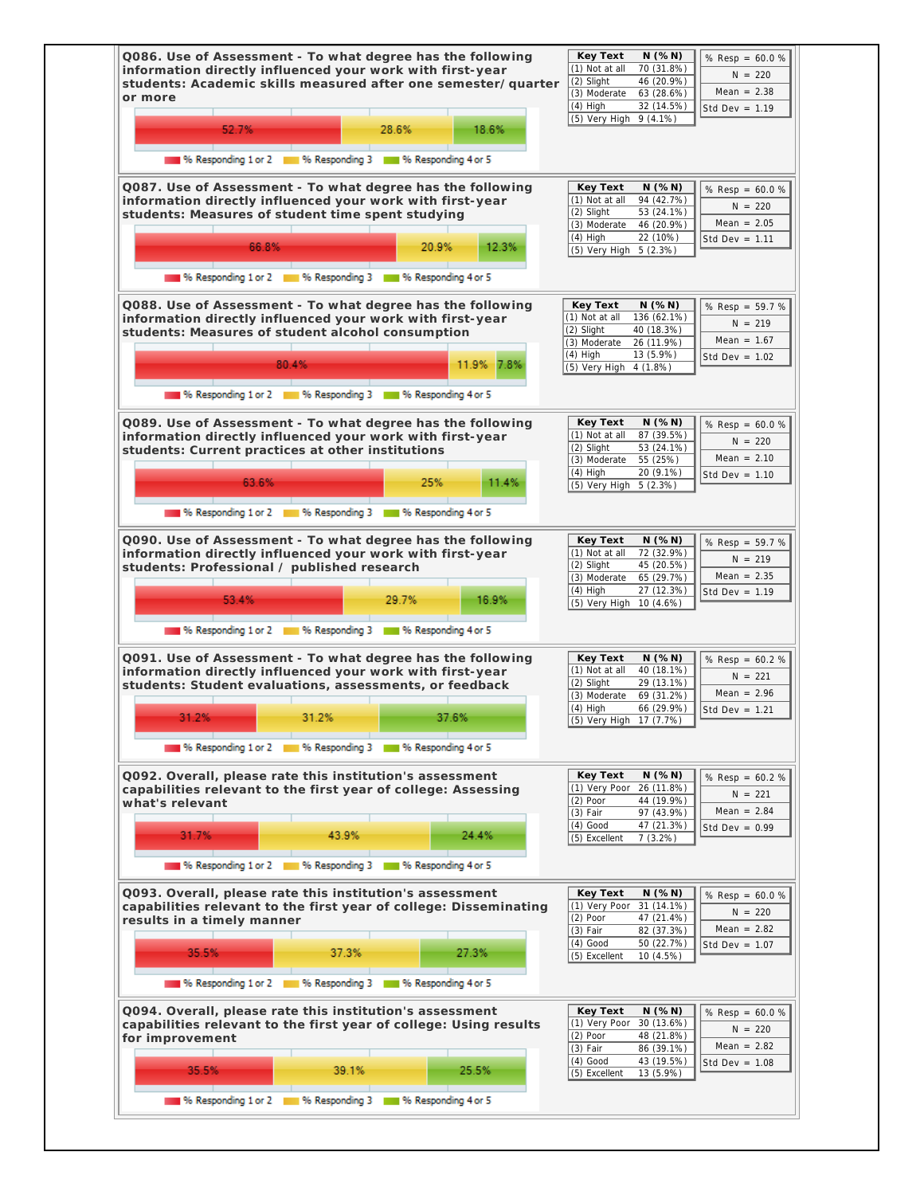**Q086. Use of Assessment - To what degree has the following information directly influenced your work with first-year students: Academic skills measured after one semester/ quarter or more**

| Key Text | N (% N) |
|---|---|
| (1) Not at all | 70 (31.8%) |
| (2) Slight | 46 (20.9%) |
| (3) Moderate | 63 (28.6%) |
| (4) High | 32 (14.5%) |
| (5) Very High | 9 (4.1%) |

| | |
|---|---|
| % Resp | 60.0 % |
| N | 220 |
| Mean | 2.38 |
| Std Dev | 1.19 |

% Responding 1 or 2: 52.7% | % Responding 3: 28.6% | % Responding 4 or 5: 18.6%

**Q087. Use of Assessment - To what degree has the following information directly influenced your work with first-year students: Measures of student time spent studying**

| Key Text | N (% N) |
|---|---|
| (1) Not at all | 94 (42.7%) |
| (2) Slight | 53 (24.1%) |
| (3) Moderate | 46 (20.9%) |
| (4) High | 22 (10%) |
| (5) Very High | 5 (2.3%) |

| | |
|---|---|
| % Resp | 60.0 % |
| N | 220 |
| Mean | 2.05 |
| Std Dev | 1.11 |

% Responding 1 or 2: 66.8% | % Responding 3: 20.9% | % Responding 4 or 5: 12.3%

**Q088. Use of Assessment - To what degree has the following information directly influenced your work with first-year students: Measures of student alcohol consumption**

| Key Text | N (% N) |
|---|---|
| (1) Not at all | 136 (62.1%) |
| (2) Slight | 40 (18.3%) |
| (3) Moderate | 26 (11.9%) |
| (4) High | 13 (5.9%) |
| (5) Very High | 4 (1.8%) |

| | |
|---|---|
| % Resp | 59.7 % |
| N | 219 |
| Mean | 1.67 |
| Std Dev | 1.02 |

% Responding 1 or 2: 80.4% | % Responding 3: 11.9% | % Responding 4 or 5: 7.8%

**Q089. Use of Assessment - To what degree has the following information directly influenced your work with first-year students: Current practices at other institutions**

| Key Text | N (% N) |
|---|---|
| (1) Not at all | 87 (39.5%) |
| (2) Slight | 53 (24.1%) |
| (3) Moderate | 55 (25%) |
| (4) High | 20 (9.1%) |
| (5) Very High | 5 (2.3%) |

| | |
|---|---|
| % Resp | 60.0 % |
| N | 220 |
| Mean | 2.10 |
| Std Dev | 1.10 |

% Responding 1 or 2: 63.6% | % Responding 3: 25% | % Responding 4 or 5: 11.4%

**Q090. Use of Assessment - To what degree has the following information directly influenced your work with first-year students: Professional / published research**

| Key Text | N (% N) |
|---|---|
| (1) Not at all | 72 (32.9%) |
| (2) Slight | 45 (20.5%) |
| (3) Moderate | 65 (29.7%) |
| (4) High | 27 (12.3%) |
| (5) Very High | 10 (4.6%) |

| | |
|---|---|
| % Resp | 59.7 % |
| N | 219 |
| Mean | 2.35 |
| Std Dev | 1.19 |

% Responding 1 or 2: 53.4% | % Responding 3: 29.7% | % Responding 4 or 5: 16.9%

**Q091. Use of Assessment - To what degree has the following information directly influenced your work with first-year students: Student evaluations, assessments, or feedback**

| Key Text | N (% N) |
|---|---|
| (1) Not at all | 40 (18.1%) |
| (2) Slight | 29 (13.1%) |
| (3) Moderate | 69 (31.2%) |
| (4) High | 66 (29.9%) |
| (5) Very High | 17 (7.7%) |

| | |
|---|---|
| % Resp | 60.2 % |
| N | 221 |
| Mean | 2.96 |
| Std Dev | 1.21 |

% Responding 1 or 2: 31.2% | % Responding 3: 31.2% | % Responding 4 or 5: 37.6%

**Q092. Overall, please rate this institution's assessment capabilities relevant to the first year of college: Assessing what's relevant**

| Key Text | N (% N) |
|---|---|
| (1) Very Poor | 26 (11.8%) |
| (2) Poor | 44 (19.9%) |
| (3) Fair | 97 (43.9%) |
| (4) Good | 47 (21.3%) |
| (5) Excellent | 7 (3.2%) |

| | |
|---|---|
| % Resp | 60.2 % |
| N | 221 |
| Mean | 2.84 |
| Std Dev | 0.99 |

% Responding 1 or 2: 31.7% | % Responding 3: 43.9% | % Responding 4 or 5: 24.4%

**Q093. Overall, please rate this institution's assessment capabilities relevant to the first year of college: Disseminating results in a timely manner**

| Key Text | N (% N) |
|---|---|
| (1) Very Poor | 31 (14.1%) |
| (2) Poor | 47 (21.4%) |
| (3) Fair | 82 (37.3%) |
| (4) Good | 50 (22.7%) |
| (5) Excellent | 10 (4.5%) |

| | |
|---|---|
| % Resp | 60.0 % |
| N | 220 |
| Mean | 2.82 |
| Std Dev | 1.07 |

% Responding 1 or 2: 35.5% | % Responding 3: 37.3% | % Responding 4 or 5: 27.3%

**Q094. Overall, please rate this institution's assessment capabilities relevant to the first year of college: Using results for improvement**

| Key Text | N (% N) |
|---|---|
| (1) Very Poor | 30 (13.6%) |
| (2) Poor | 48 (21.8%) |
| (3) Fair | 86 (39.1%) |
| (4) Good | 43 (19.5%) |
| (5) Excellent | 13 (5.9%) |

| | |
|---|---|
| % Resp | 60.0 % |
| N | 220 |
| Mean | 2.82 |
| Std Dev | 1.08 |

% Responding 1 or 2: 35.5% | % Responding 3: 39.1% | % Responding 4 or 5: 25.5%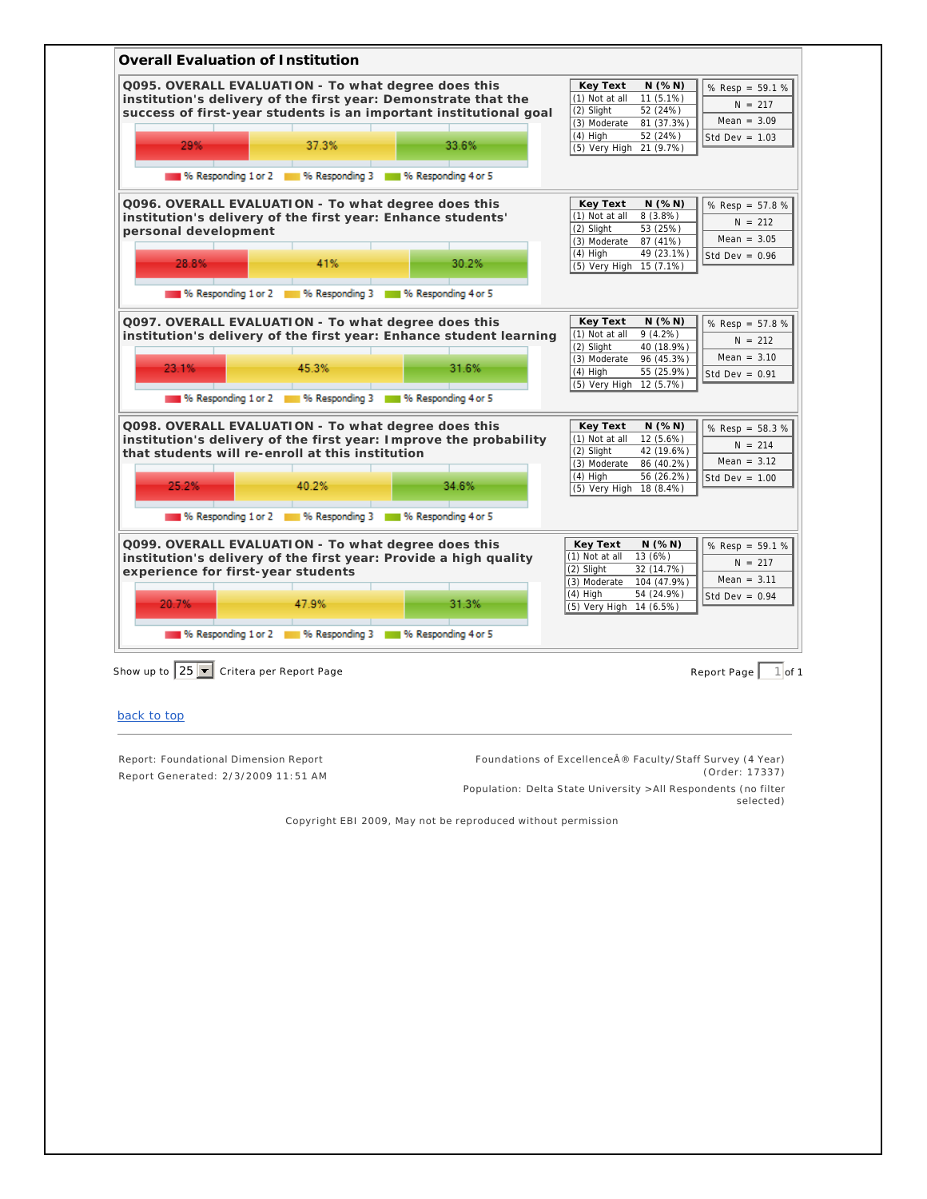## Overall Evaluation of Institution

### Q095. OVERALL EVALUATION - To what degree does this institution's delivery of the first year: Demonstrate that the success of first-year students is an important institutional goal

29%
37.3%
33.6%

% Responding 1 or 2 % Responding 3 % Responding 4 or 5

| Key Text | N (% N) |
|---|---|
| (1) Not at all | 11 (5.1%) |
| (2) Slight | 52 (24%) |
| (3) Moderate | 81 (37.3%) |
| (4) High | 52 (24%) |
| (5) Very High | 21 (9.7%) |

| |
|---|
| % Resp = 59.1 % |
| N = 217 |
| Mean = 3.09 |
| Std Dev = 1.03 |

### Q096. OVERALL EVALUATION - To what degree does this institution's delivery of the first year: Enhance students' personal development

28.8%
41%
30.2%

% Responding 1 or 2 % Responding 3 % Responding 4 or 5

| Key Text | N (% N) |
|---|---|
| (1) Not at all | 8 (3.8%) |
| (2) Slight | 53 (25%) |
| (3) Moderate | 87 (41%) |
| (4) High | 49 (23.1%) |
| (5) Very High | 15 (7.1%) |

| |
|---|
| % Resp = 57.8 % |
| N = 212 |
| Mean = 3.05 |
| Std Dev = 0.96 |

### Q097. OVERALL EVALUATION - To what degree does this institution's delivery of the first year: Enhance student learning

23.1%
45.3%
31.6%

% Responding 1 or 2 % Responding 3 % Responding 4 or 5

| Key Text | N (% N) |
|---|---|
| (1) Not at all | 9 (4.2%) |
| (2) Slight | 40 (18.9%) |
| (3) Moderate | 96 (45.3%) |
| (4) High | 55 (25.9%) |
| (5) Very High | 12 (5.7%) |

| |
|---|
| % Resp = 57.8 % |
| N = 212 |
| Mean = 3.10 |
| Std Dev = 0.91 |

### Q098. OVERALL EVALUATION - To what degree does this institution's delivery of the first year: Improve the probability that students will re-enroll at this institution

25.2%
40.2%
34.6%

% Responding 1 or 2 % Responding 3 % Responding 4 or 5

| Key Text | N (% N) |
|---|---|
| (1) Not at all | 12 (5.6%) |
| (2) Slight | 42 (19.6%) |
| (3) Moderate | 86 (40.2%) |
| (4) High | 56 (26.2%) |
| (5) Very High | 18 (8.4%) |

| |
|---|
| % Resp = 58.3 % |
| N = 214 |
| Mean = 3.12 |
| Std Dev = 1.00 |

### Q099. OVERALL EVALUATION - To what degree does this institution's delivery of the first year: Provide a high quality experience for first-year students

20.7%
47.9%
31.3%

% Responding 1 or 2 % Responding 3 % Responding 4 or 5

| Key Text | N (% N) |
|---|---|
| (1) Not at all | 13 (6%) |
| (2) Slight | 32 (14.7%) |
| (3) Moderate | 104 (47.9%) |
| (4) High | 54 (24.9%) |
| (5) Very High | 14 (6.5%) |

| |
|---|
| % Resp = 59.1 % |
| N = 217 |
| Mean = 3.11 |
| Std Dev = 0.94 |

Show up to 25 Critera per Report Page

Report Page 1 of 1

back to top

Report: Foundational Dimension Report
Report Generated: 2/3/2009 11:51 AM

Foundations of ExcellenceÂ® Faculty/Staff Survey (4 Year) (Order: 17337)
Population: Delta State University >All Respondents (no filter selected)

Copyright EBI 2009, May not be reproduced without permission